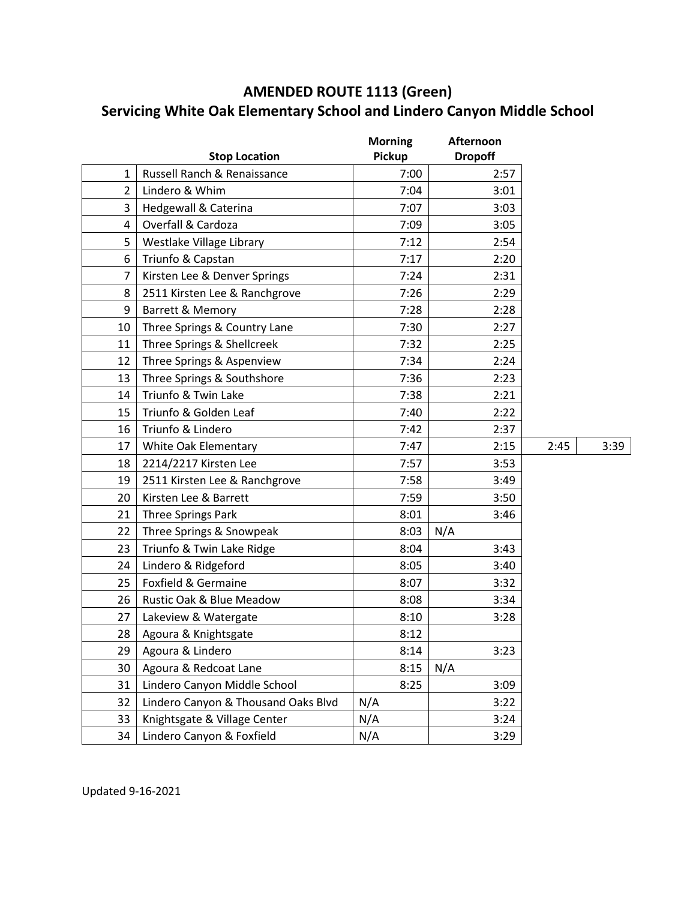# AMENDED ROUTE 1113 (Green)
## Servicing White Oak Elementary School and Lindero Canyon Middle School

| | Stop Location | Morning Pickup | Afternoon Dropoff | | |
|---|---|---|---|---|---|
| 1 | Russell Ranch & Renaissance | 7:00 | 2:57 | | |
| 2 | Lindero & Whim | 7:04 | 3:01 | | |
| 3 | Hedgewall & Caterina | 7:07 | 3:03 | | |
| 4 | Overfall & Cardoza | 7:09 | 3:05 | | |
| 5 | Westlake Village Library | 7:12 | 2:54 | | |
| 6 | Triunfo & Capstan | 7:17 | 2:20 | | |
| 7 | Kirsten Lee & Denver Springs | 7:24 | 2:31 | | |
| 8 | 2511 Kirsten Lee & Ranchgrove | 7:26 | 2:29 | | |
| 9 | Barrett & Memory | 7:28 | 2:28 | | |
| 10 | Three Springs & Country Lane | 7:30 | 2:27 | | |
| 11 | Three Springs & Shellcreek | 7:32 | 2:25 | | |
| 12 | Three Springs & Aspenview | 7:34 | 2:24 | | |
| 13 | Three Springs & Southshore | 7:36 | 2:23 | | |
| 14 | Triunfo & Twin Lake | 7:38 | 2:21 | | |
| 15 | Triunfo & Golden Leaf | 7:40 | 2:22 | | |
| 16 | Triunfo & Lindero | 7:42 | 2:37 | | |
| 17 | White Oak Elementary | 7:47 | 2:15 | 2:45 | 3:39 |
| 18 | 2214/2217 Kirsten Lee | 7:57 | 3:53 | | |
| 19 | 2511 Kirsten Lee & Ranchgrove | 7:58 | 3:49 | | |
| 20 | Kirsten Lee & Barrett | 7:59 | 3:50 | | |
| 21 | Three Springs Park | 8:01 | 3:46 | | |
| 22 | Three Springs & Snowpeak | 8:03 | N/A | | |
| 23 | Triunfo & Twin Lake Ridge | 8:04 | 3:43 | | |
| 24 | Lindero & Ridgeford | 8:05 | 3:40 | | |
| 25 | Foxfield & Germaine | 8:07 | 3:32 | | |
| 26 | Rustic Oak & Blue Meadow | 8:08 | 3:34 | | |
| 27 | Lakeview & Watergate | 8:10 | 3:28 | | |
| 28 | Agoura & Knightsgate | 8:12 | | | |
| 29 | Agoura & Lindero | 8:14 | 3:23 | | |
| 30 | Agoura & Redcoat Lane | 8:15 | N/A | | |
| 31 | Lindero Canyon Middle School | 8:25 | 3:09 | | |
| 32 | Lindero Canyon & Thousand Oaks Blvd | N/A | 3:22 | | |
| 33 | Knightsgate & Village Center | N/A | 3:24 | | |
| 34 | Lindero Canyon & Foxfield | N/A | 3:29 | | |

Updated 9-16-2021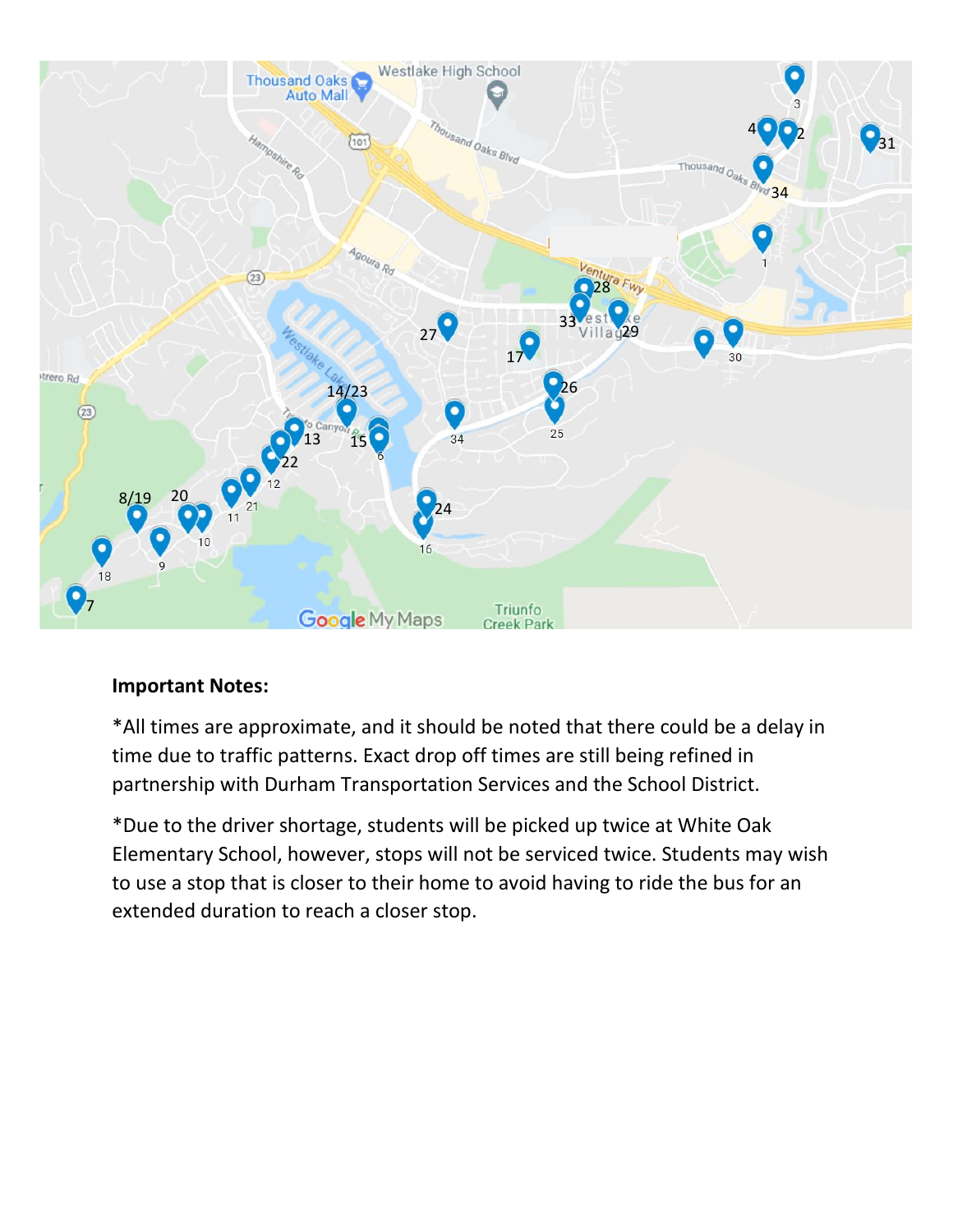**Important Notes:**

*All times are approximate, and it should be noted that there could be a delay in time due to traffic patterns. Exact drop off times are still being refined in partnership with Durham Transportation Services and the School District.

*Due to the driver shortage, students will be picked up twice at White Oak Elementary School, however, stops will not be serviced twice. Students may wish to use a stop that is closer to their home to avoid having to ride the bus for an extended duration to reach a closer stop.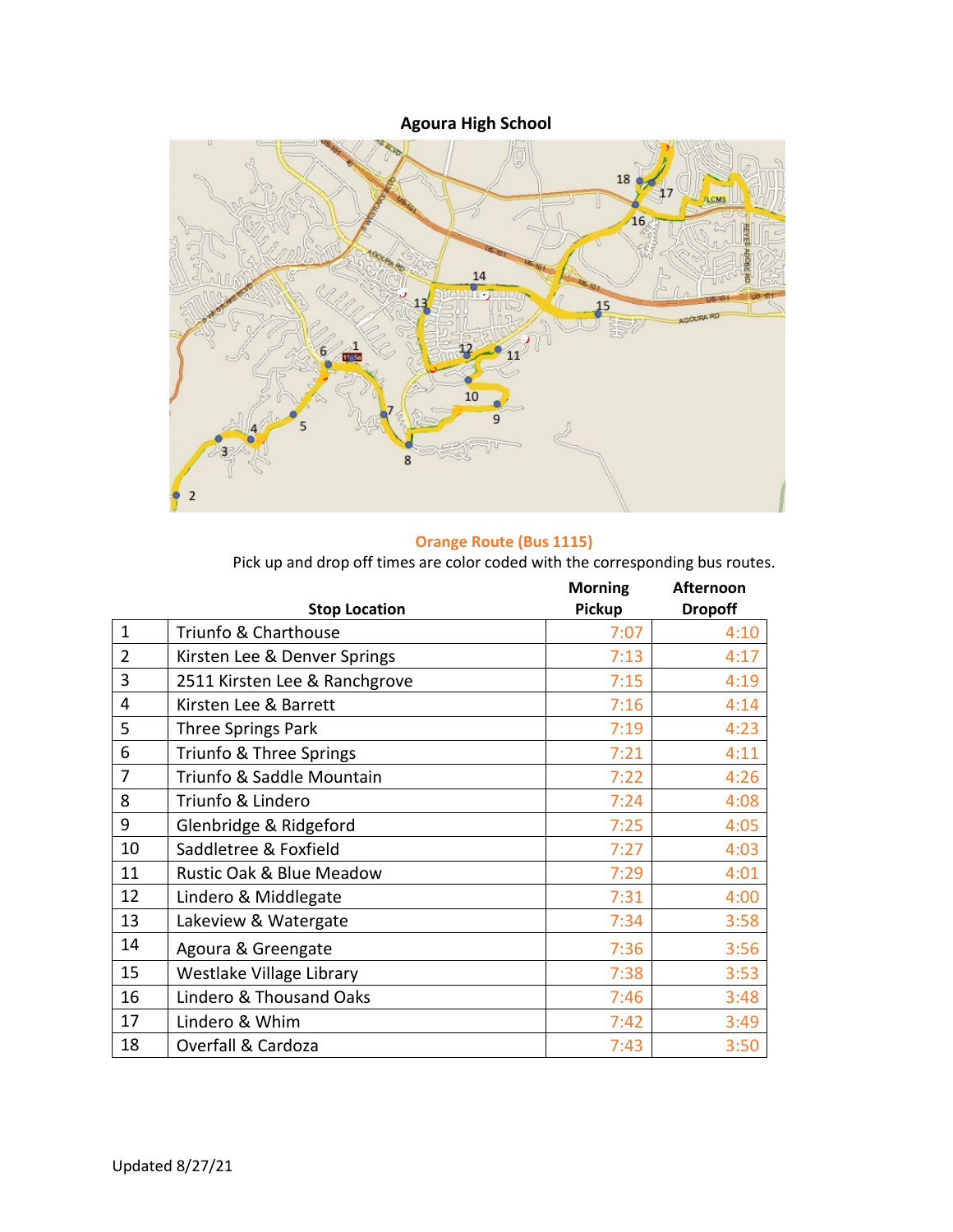# Agoura High School

## Orange Route (Bus 1115)

Pick up and drop off times are color coded with the corresponding bus routes.

| | Stop Location | Morning Pickup | Afternoon Dropoff |
|---|---|---|---|
| 1 | Triunfo & Charthouse | 7:07 | 4:10 |
| 2 | Kirsten Lee & Denver Springs | 7:13 | 4:17 |
| 3 | 2511 Kirsten Lee & Ranchgrove | 7:15 | 4:19 |
| 4 | Kirsten Lee & Barrett | 7:16 | 4:14 |
| 5 | Three Springs Park | 7:19 | 4:23 |
| 6 | Triunfo & Three Springs | 7:21 | 4:11 |
| 7 | Triunfo & Saddle Mountain | 7:22 | 4:26 |
| 8 | Triunfo & Lindero | 7:24 | 4:08 |
| 9 | Glenbridge & Ridgeford | 7:25 | 4:05 |
| 10 | Saddletree & Foxfield | 7:27 | 4:03 |
| 11 | Rustic Oak & Blue Meadow | 7:29 | 4:01 |
| 12 | Lindero & Middlegate | 7:31 | 4:00 |
| 13 | Lakeview & Watergate | 7:34 | 3:58 |
| 14 | Agoura & Greengate | 7:36 | 3:56 |
| 15 | Westlake Village Library | 7:38 | 3:53 |
| 16 | Lindero & Thousand Oaks | 7:46 | 3:48 |
| 17 | Lindero & Whim | 7:42 | 3:49 |
| 18 | Overfall & Cardoza | 7:43 | 3:50 |

Updated 8/27/21